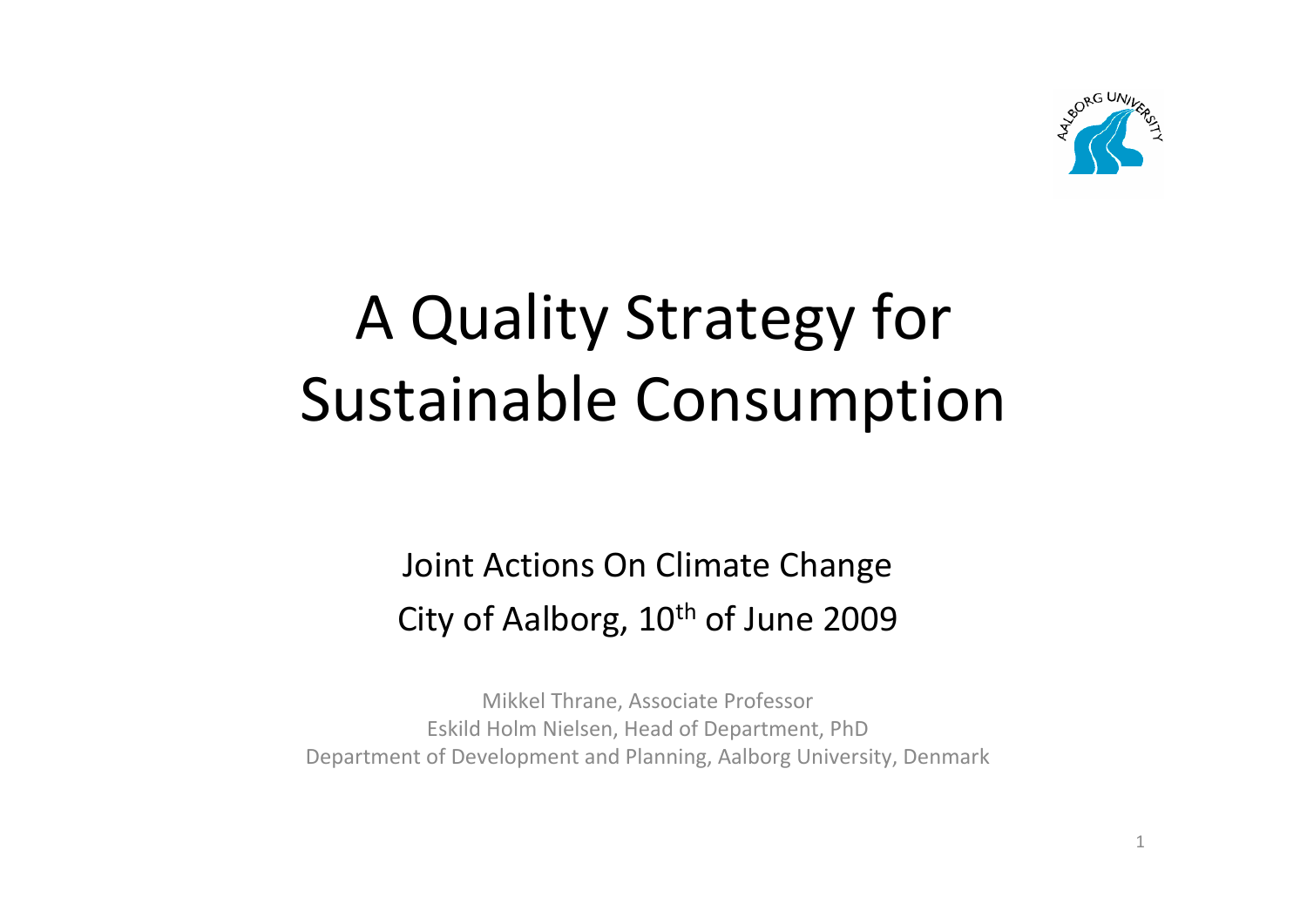# A Quality Strategy for Sustainable Consumption

Joint Actions On Climate Change

City of Aalborg, 10th of June 2009

Mikkel Thrane, Associate Professor

Eskild Holm Nielsen, Head of Department, PhD

Department of Development and Planning, Aalborg University, Denmark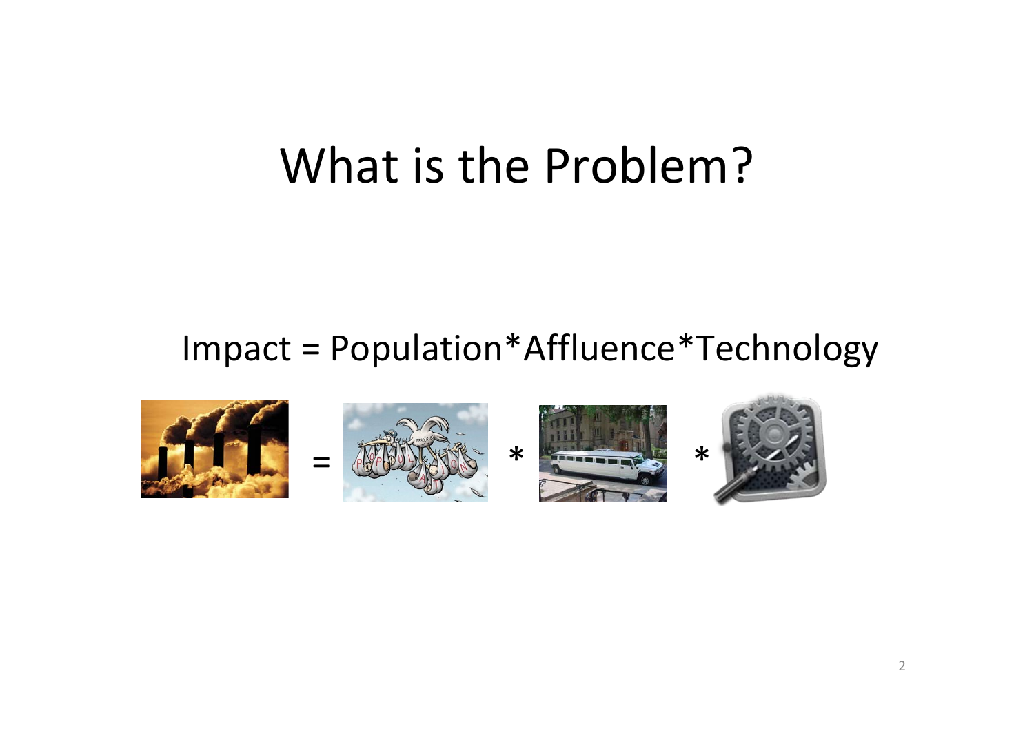# What is the Problem?

Impact = Population*Affluence*Technology

= * *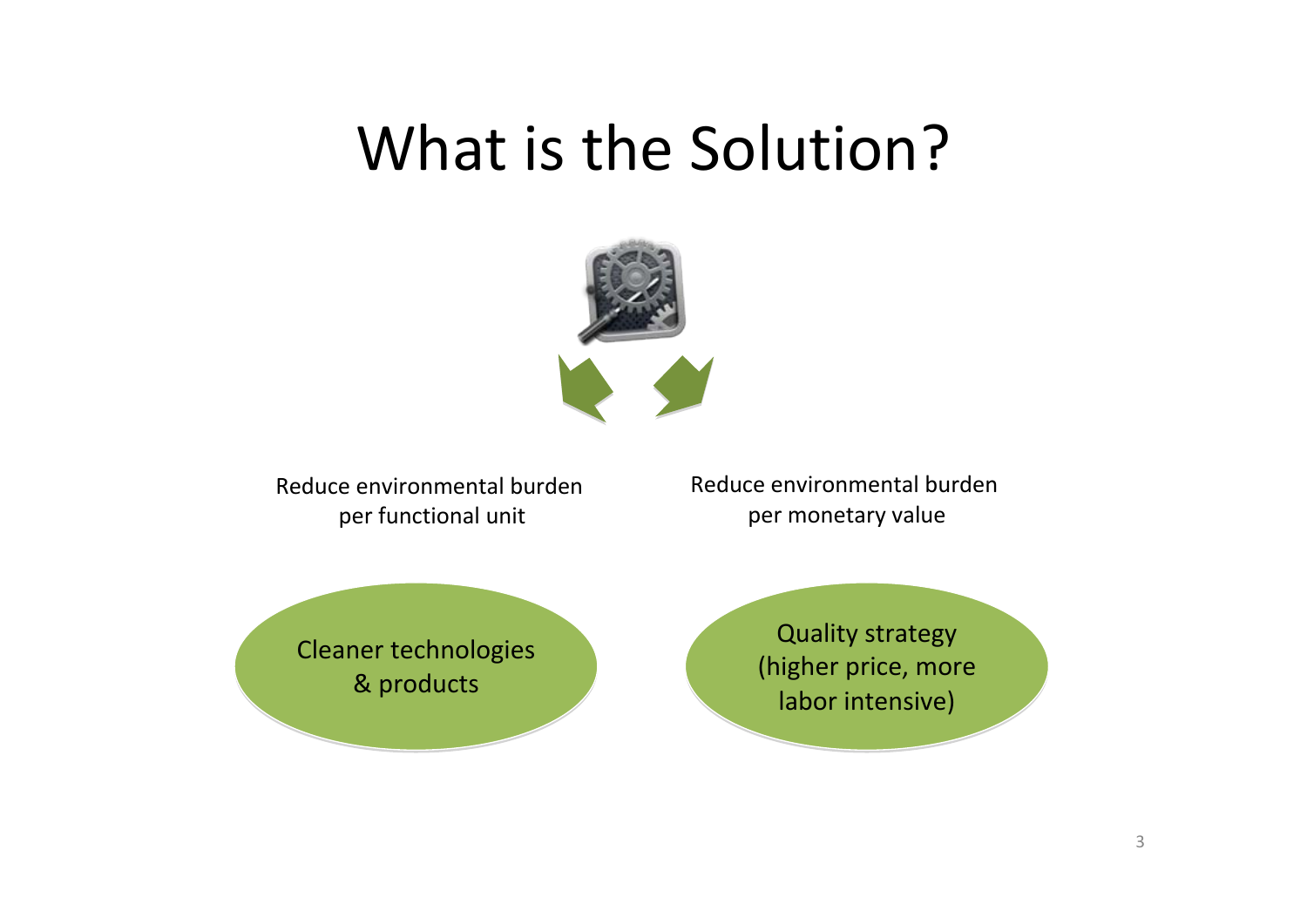# What is the Solution?

Reduce environmental burden per functional unit

Cleaner technologies & products

Reduce environmental burden per monetary value

Quality strategy (higher price, more labor intensive)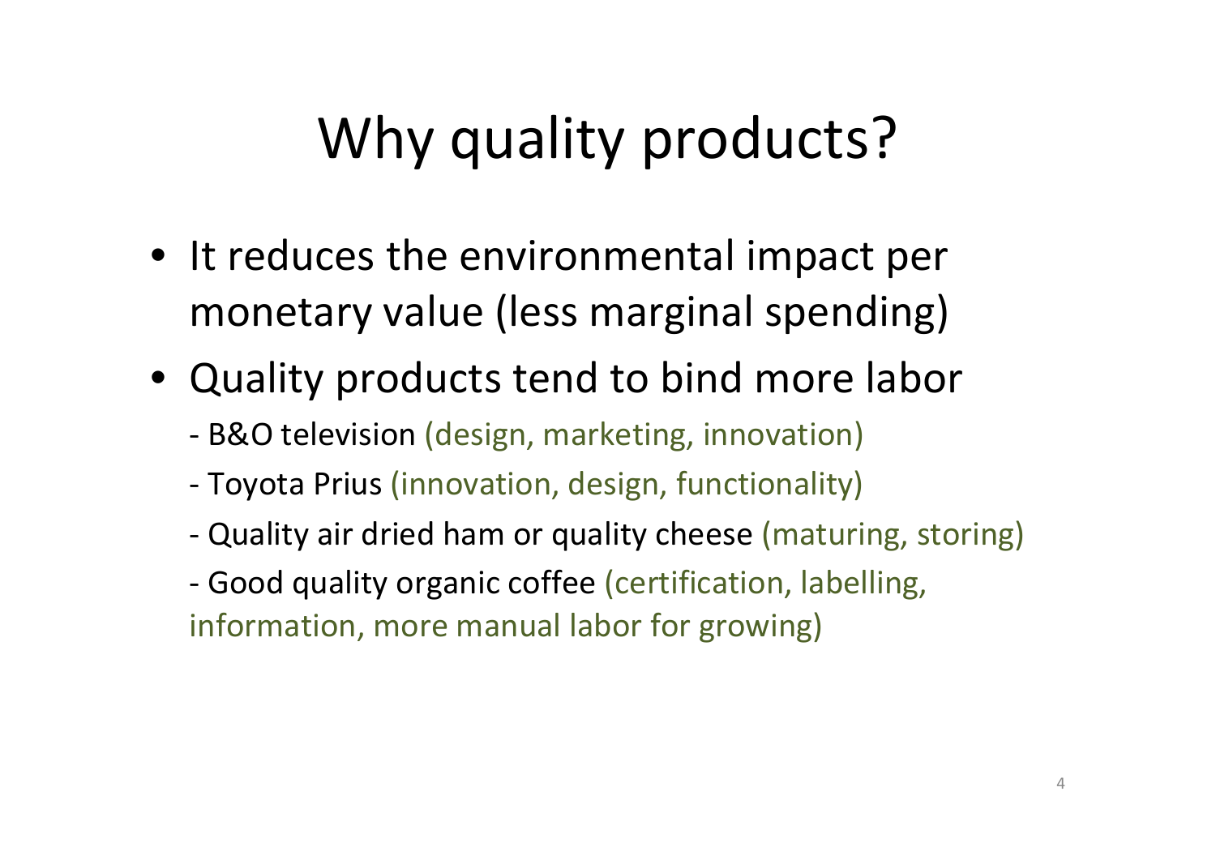# Why quality products?

- It reduces the environmental impact per monetary value (less marginal spending)
- Quality products tend to bind more labor
  - B&O television (design, marketing, innovation)
  - Toyota Prius (innovation, design, functionality)
  - Quality air dried ham or quality cheese (maturing, storing)
  - Good quality organic coffee (certification, labelling, information, more manual labor for growing)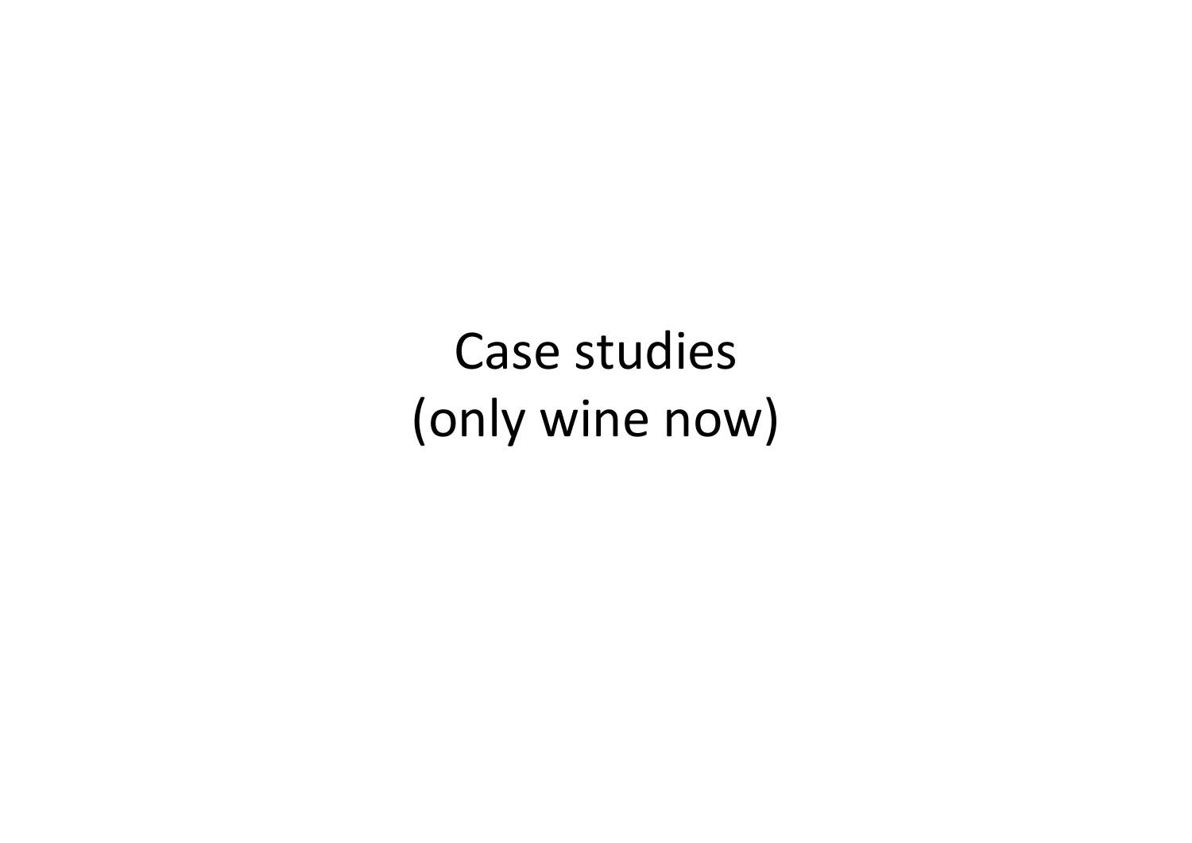# Case studies
(only wine now)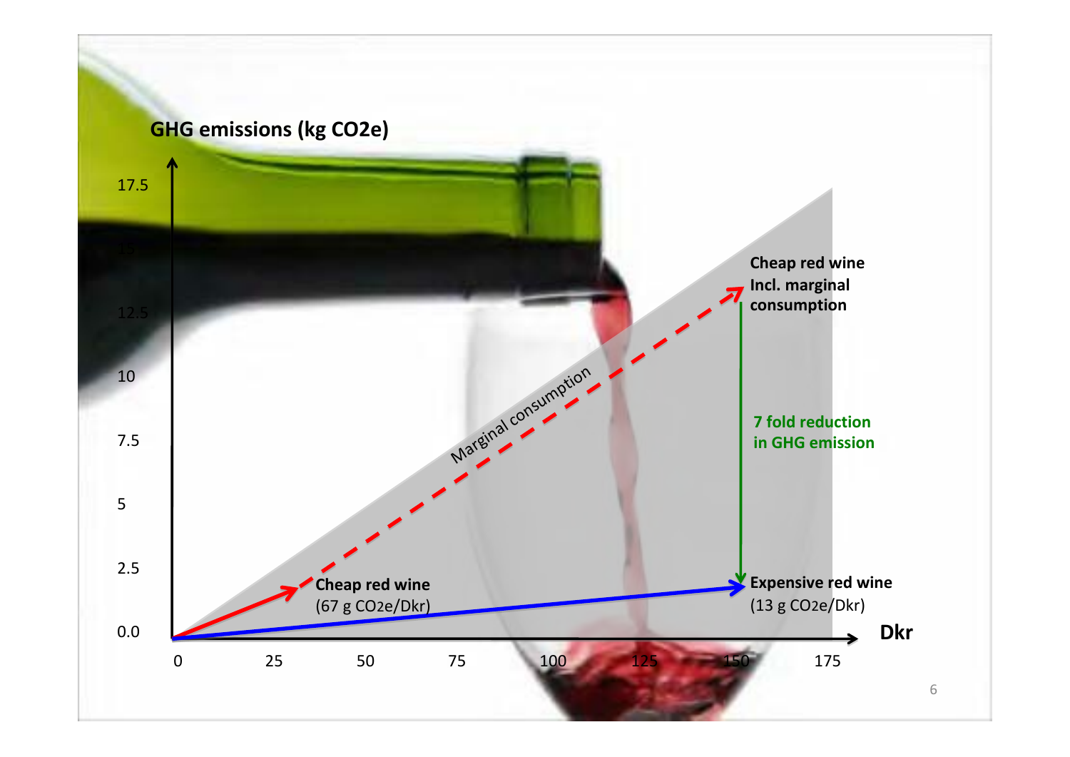GHG emissions (kg $CO_2$e)

17.5

15

12.5

10

7.5

5

2.5

0.0

0 25 50 75 100 125 150 175

Dkr

Marginal consumption

**Cheap red wine Incl. marginal consumption**

**7 fold reduction in GHG emission**

**Cheap red wine** (67 g $CO_2$e/Dkr)

**Expensive red wine** (13 g $CO_2$e/Dkr)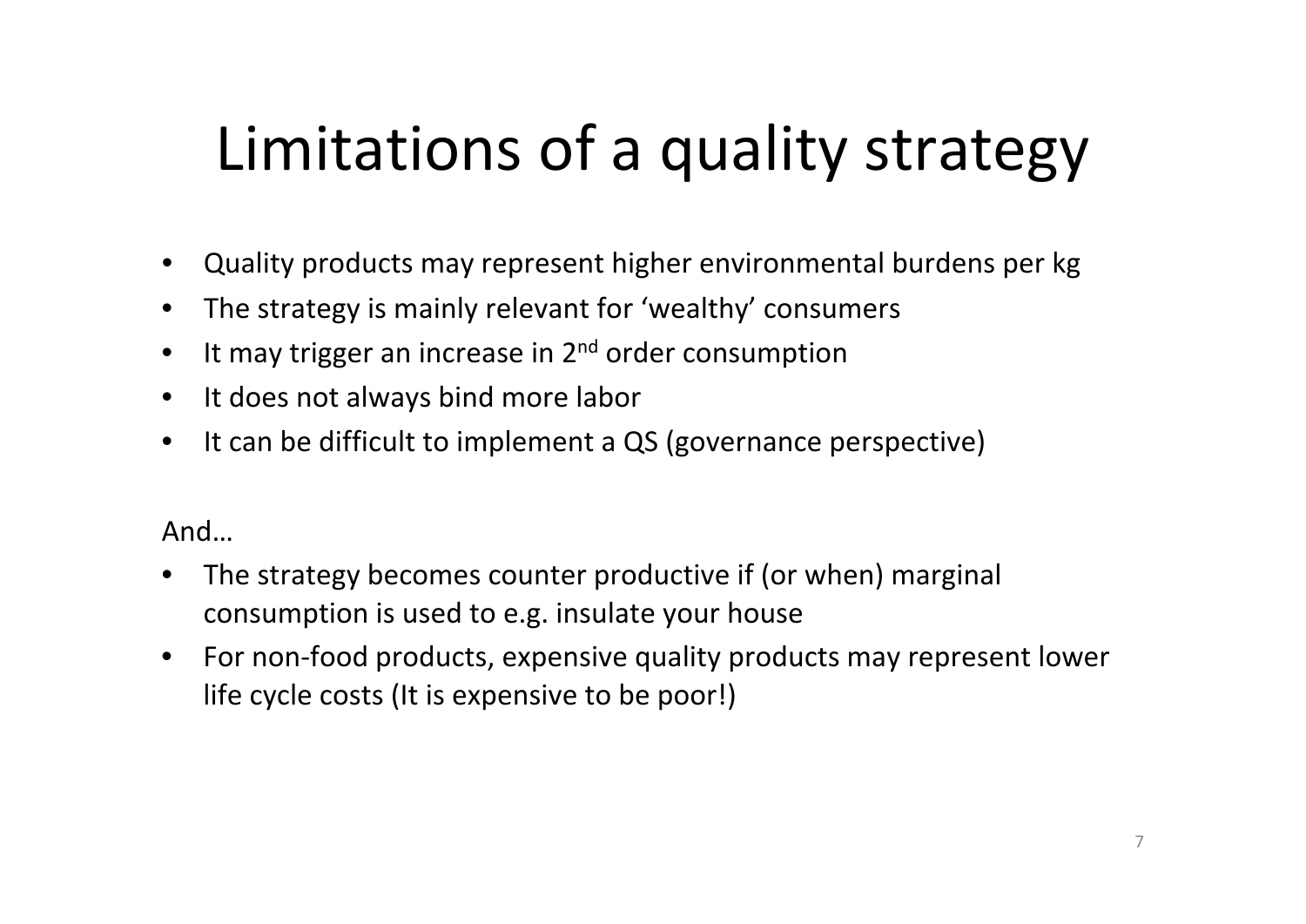# Limitations of a quality strategy

- Quality products may represent higher environmental burdens per kg
- The strategy is mainly relevant for 'wealthy' consumers
- It may trigger an increase in 2nd order consumption
- It does not always bind more labor
- It can be difficult to implement a QS (governance perspective)

And…

- The strategy becomes counter productive if (or when) marginal consumption is used to e.g. insulate your house
- For non-food products, expensive quality products may represent lower life cycle costs (It is expensive to be poor!)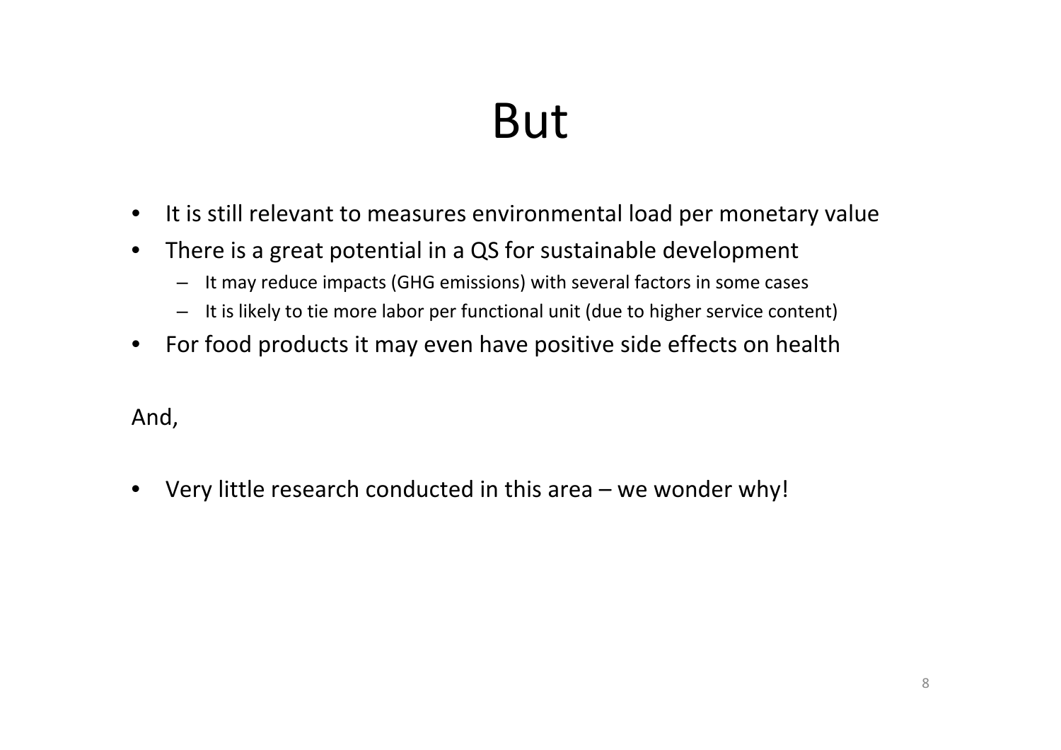# But

- It is still relevant to measures environmental load per monetary value
- There is a great potential in a QS for sustainable development
  - It may reduce impacts (GHG emissions) with several factors in some cases
  - It is likely to tie more labor per functional unit (due to higher service content)
- For food products it may even have positive side effects on health

And,

- Very little research conducted in this area – we wonder why!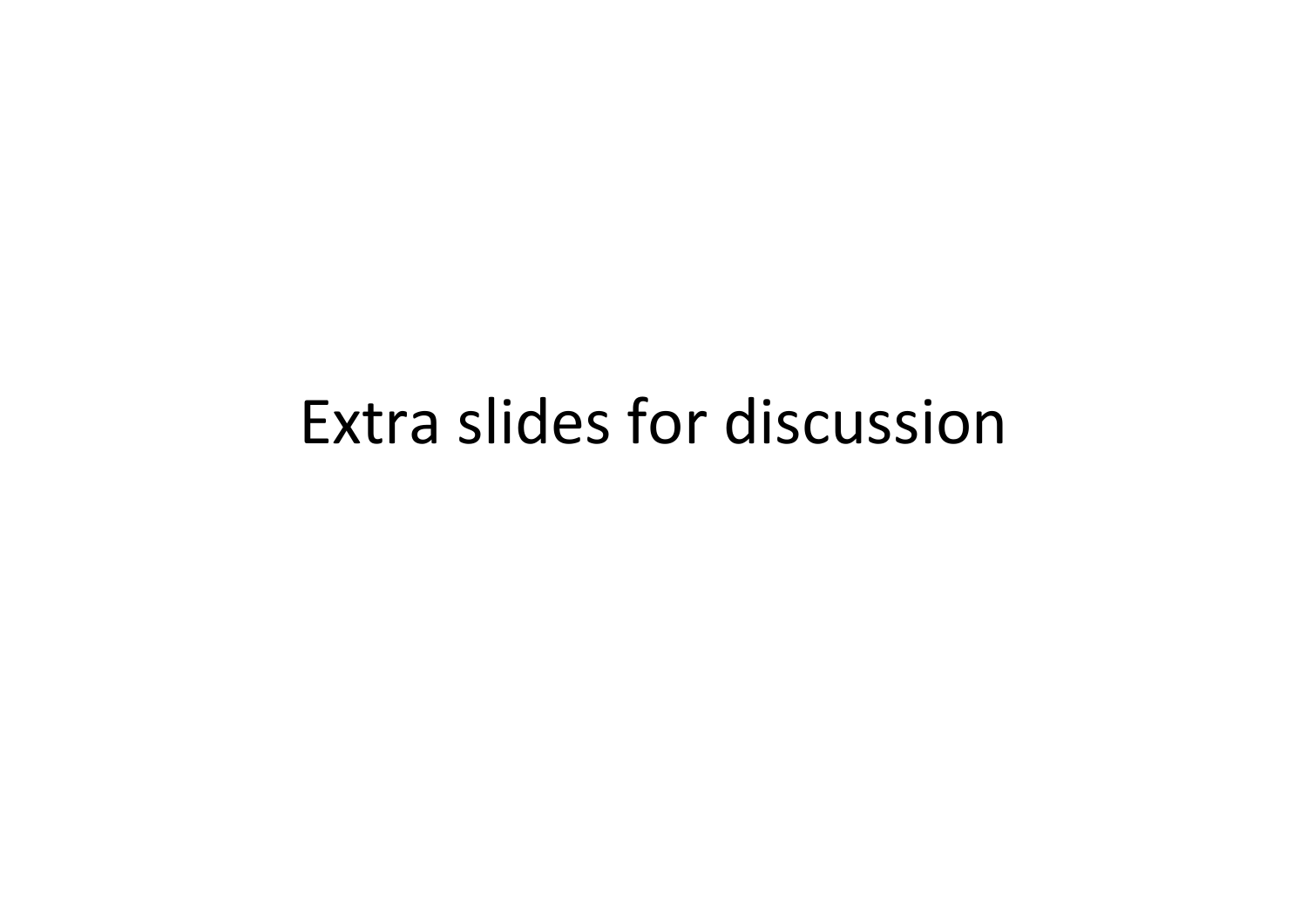# Extra slides for discussion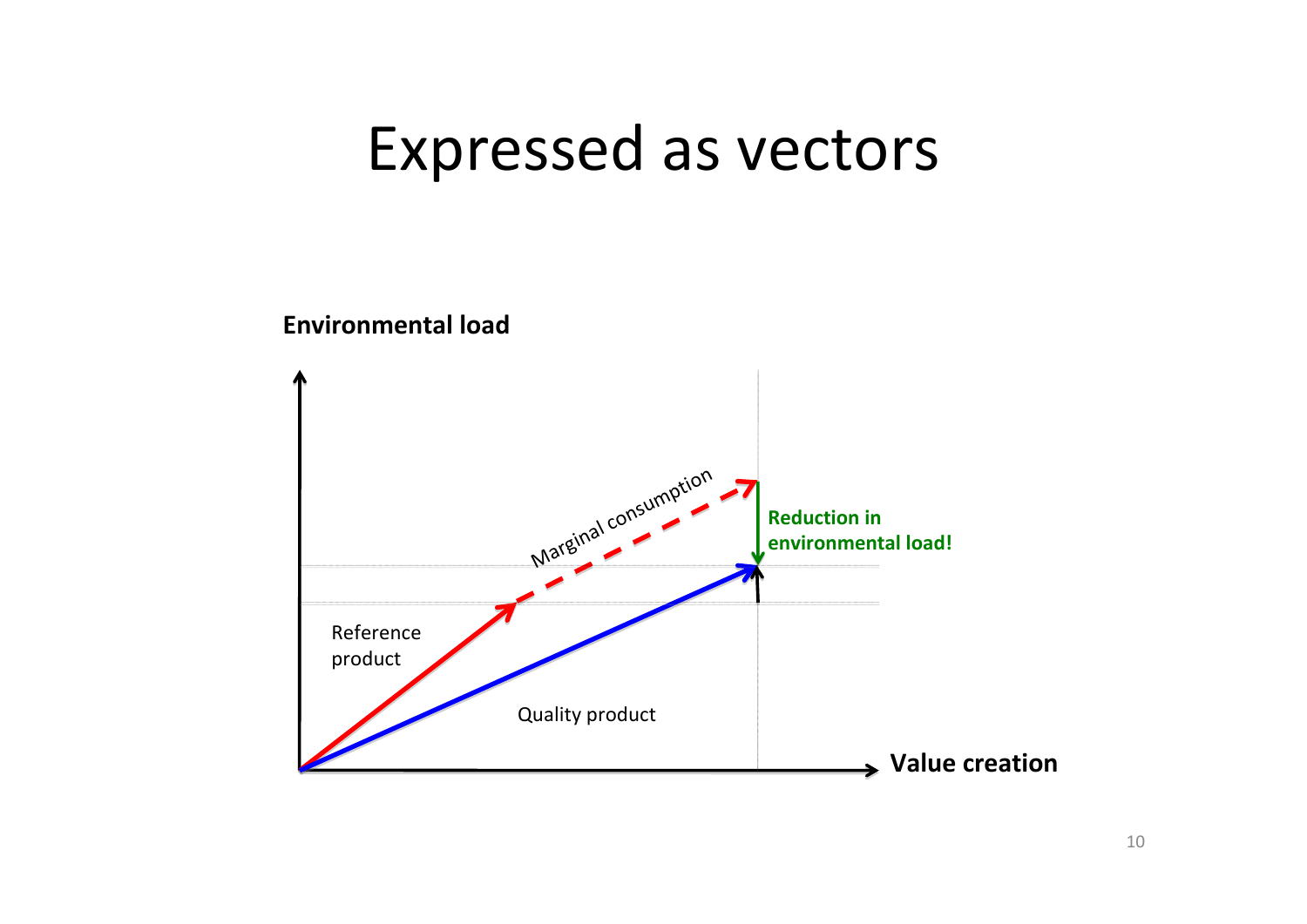# Expressed as vectors

**Environmental load**

Marginal consumption

**Reduction in environmental load!**

Reference product

Quality product

**Value creation**